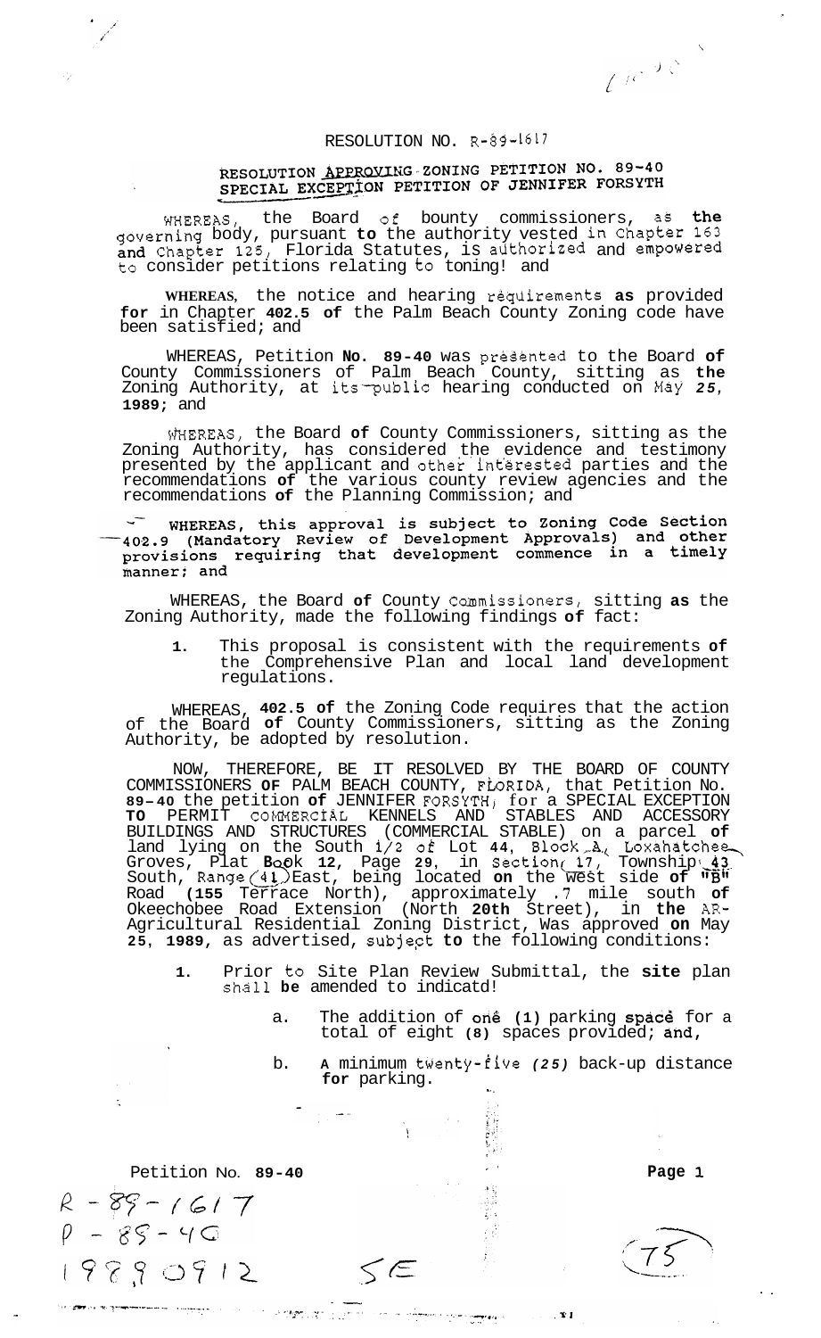RESOLUTION NO. R-89-1617

## RESOLUTION APPROVING ZONING PETITION NO. 89-40 SPECIAL EXCEPTION PETITION OF JENNIFER FORSYTH

WHEREAS, the Board of bounty commissioners, as the governing body, pursuant to the authority vested in Chapter 163 and Chapter 125, Florida Statutes, is authorized and empowered to consider petitions relating to toning! and

WHEREAS, the notice and hearing requirements as provided for in Chapter 402.5 of the Palm Beach County Zoning code have been satisfied; and

WHEREAS, Petition No. 89-40 was presented to the Board of County Commissioners of Palm Beach County, sitting as the Zoning Authority, at its public hearing conducted on May 25, 1989; and

WHEREAS, the Board of County Commissioners, sitting as the Zoning Authority, has considered the evidence and testimony presented by the applicant and other interested parties and the recommendations of the various county review agencies and the recommendations of the Planning Commission; and

**WHEREAS, this approval is subject to Zoning Code Section 402.9 (Mandatory Review of Development Approvals) and other provisions requiring that development commence in a timely manner; and**

WHEREAS, the Board of County Commissioners, sitting as the Zoning Authority, made the following findings of fact:

1. This proposal is consistent with the requirements of the Comprehensive Plan and local land development regulations.

WHEREAS, 402.5 of the Zoning Code requires that the action of the Board of County Commissioners, sitting as the Zoning Authority, be adopted by resolution.

NOW, THEREFORE, BE IT RESOLVED BY THE BOARD OF COUNTY COMMISSIONERS OF PALM BEACH COUNTY, FLORIDA, that Petition No. 89-40 the petition of JENNIFER FORSYTH, for a SPECIAL EXCEPTION TO PERMIT COMMERCIAL KENNELS AND STABLES AND ACCESSORY BUILDINGS AND STRUCTURES (COMMERCIAL STABLE) on a parcel of land lying on the South 1/2 of Lot 44, Block A, Loxahatchee Groves, Plat Book 12, Page 29, in Section 17, Township 43 South, Range 41 East, being located on the west side of "B" Road (155 Terrace North), approximately .7 mile south of Okeechobee Road Extension (North 20th Street), in the AR-Agricultural Residential Zoning District, Was approved on May 25, 1989, as advertised, subject to the following conditions:

1. Prior to Site Plan Review Submittal, the site plan shall be amended to indicatd!

   a. The addition of one (1) parking space for a total of eight (8) spaces provided; and,

   b. A minimum twenty-five (25) back-up distance for parking.

Petition No. 89-40

R-89-1617
P-89-40
19890912
SE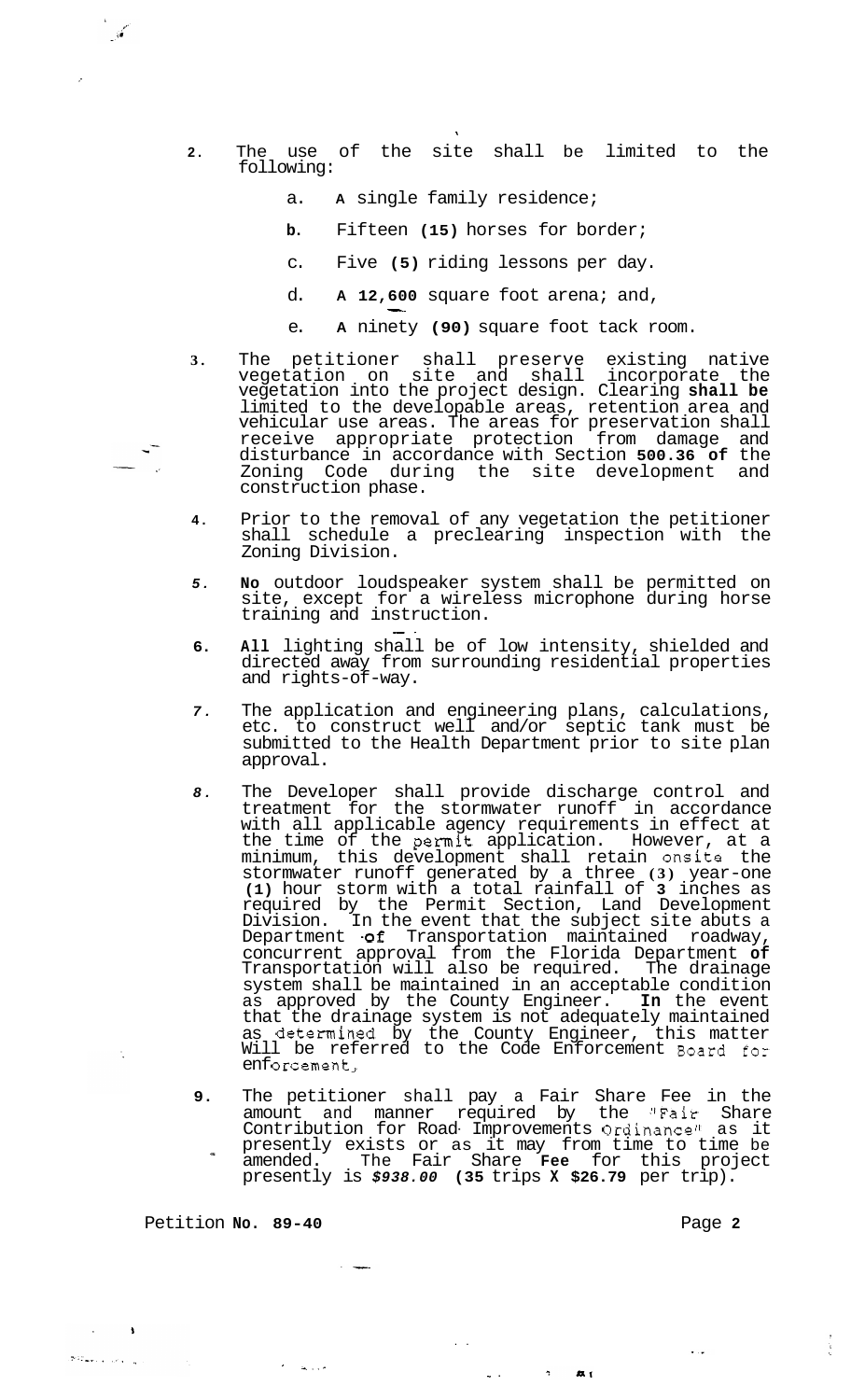2. The use of the site shall be limited to the following:

   a. A single family residence;

   b. Fifteen (15) horses for border;

   c. Five (5) riding lessons per day.

   d. A 12,600 square foot arena; and,

   e. A ninety (90) square foot tack room.

3. The petitioner shall preserve existing native vegetation on site and shall incorporate the vegetation into the project design. Clearing shall be limited to the developable areas, retention area and vehicular use areas. The areas for preservation shall receive appropriate protection from damage and disturbance in accordance with Section 500.36 of the Zoning Code during the site development and construction phase.

4. Prior to the removal of any vegetation the petitioner shall schedule a preclearing inspection with the Zoning Division.

5. No outdoor loudspeaker system shall be permitted on site, except for a wireless microphone during horse training and instruction.

6. All lighting shall be of low intensity, shielded and directed away from surrounding residential properties and rights-of-way.

7. The application and engineering plans, calculations, etc. to construct well and/or septic tank must be submitted to the Health Department prior to site plan approval.

8. The Developer shall provide discharge control and treatment for the stormwater runoff in accordance with all applicable agency requirements in effect at the time of the permit application. However, at a minimum, this development shall retain onsite the stormwater runoff generated by a three (3) year-one (1) hour storm with a total rainfall of 3 inches as required by the Permit Section, Land Development Division. In the event that the subject site abuts a Department of Transportation maintained roadway, concurrent approval from the Florida Department of Transportation will also be required. The drainage system shall be maintained in an acceptable condition as approved by the County Engineer. In the event that the drainage system is not adequately maintained as determined by the County Engineer, this matter Will be referred to the Code Enforcement Board for enforcement.

9. The petitioner shall pay a Fair Share Fee in the amount and manner required by the "Fair Share Contribution for Road Improvements Ordinance" as it presently exists or as it may from time to time be amended. The Fair Share Fee for this project presently is *$938.00* (35 trips X $26.79 per trip).

Petition No. 89-40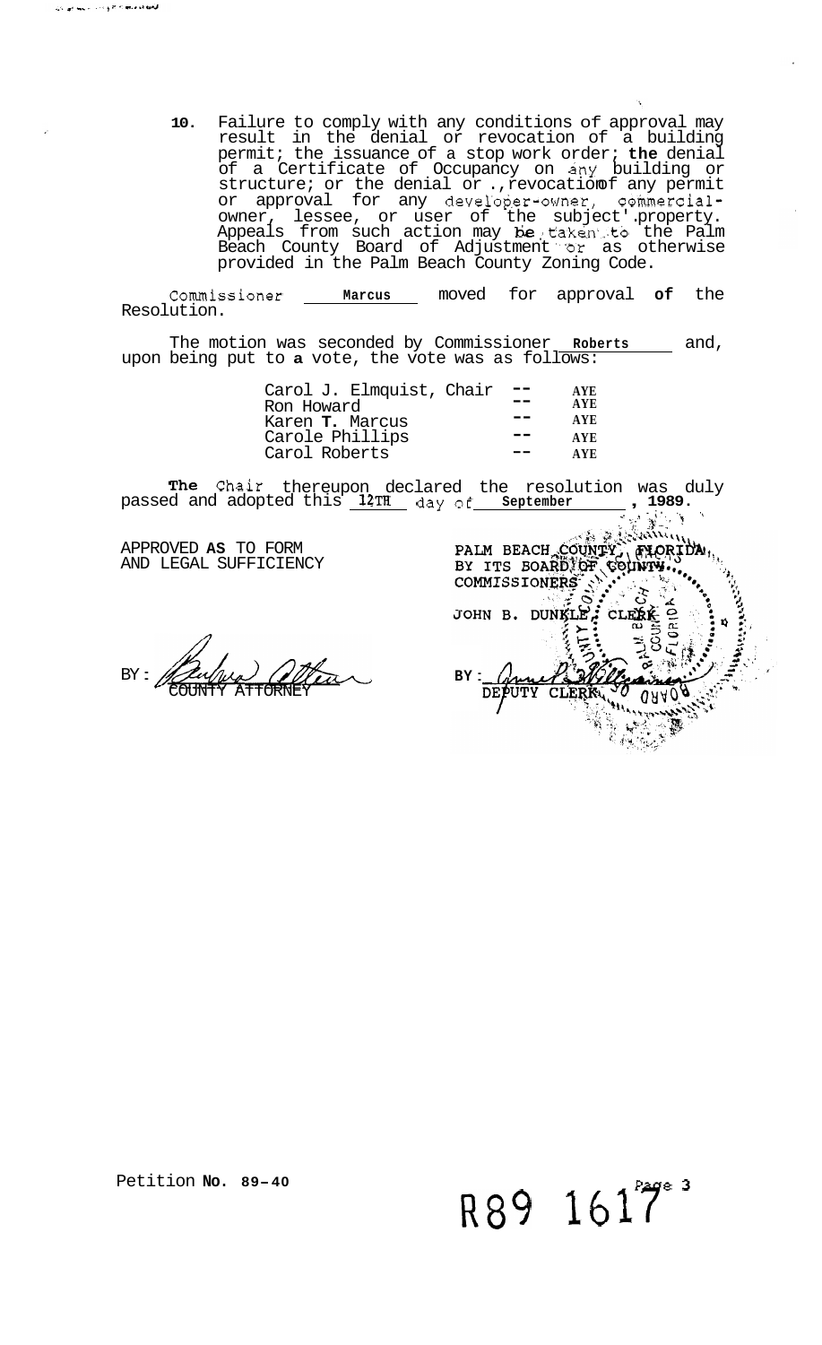10. Failure to comply with any conditions of approval may result in the denial or revocation of a building permit; the issuance of a stop work order; **the** denial of a Certificate of Occupancy on any building or structure; or the denial or revocation of any permit or approval for any developer-owner, commercial-owner, lessee, or user of the subject property. Appeals from such action may be taken to the Palm Beach County Board of Adjustment or as otherwise provided in the Palm Beach County Zoning Code.

Commissioner **Marcus** moved for approval **of** the Resolution.

The motion was seconded by Commissioner **Roberts** and, upon being put to **a** vote, the vote was as follows:

| | | |
|---|---|---|
| Carol J. Elmquist, Chair | -- | AYE |
| Ron Howard | -- | AYE |
| Karen **T.** Marcus | -- | AYE |
| Carole Phillips | -- | AYE |
| Carol Roberts | -- | AYE |

**The** Chair thereupon declared the resolution was duly passed and adopted this **12TH** day of **September**, **1989**.

APPROVED **AS** TO FORM
AND LEGAL SUFFICIENCY

BY: COUNTY ATTORNEY

PALM BEACH COUNTY, FLORIDA,
BY ITS BOARD OF COUNTY
COMMISSIONERS

JOHN B. DUNKLE, CLERK

BY: DEPUTY CLERK

Petition **No. 89-40**

R89 1617